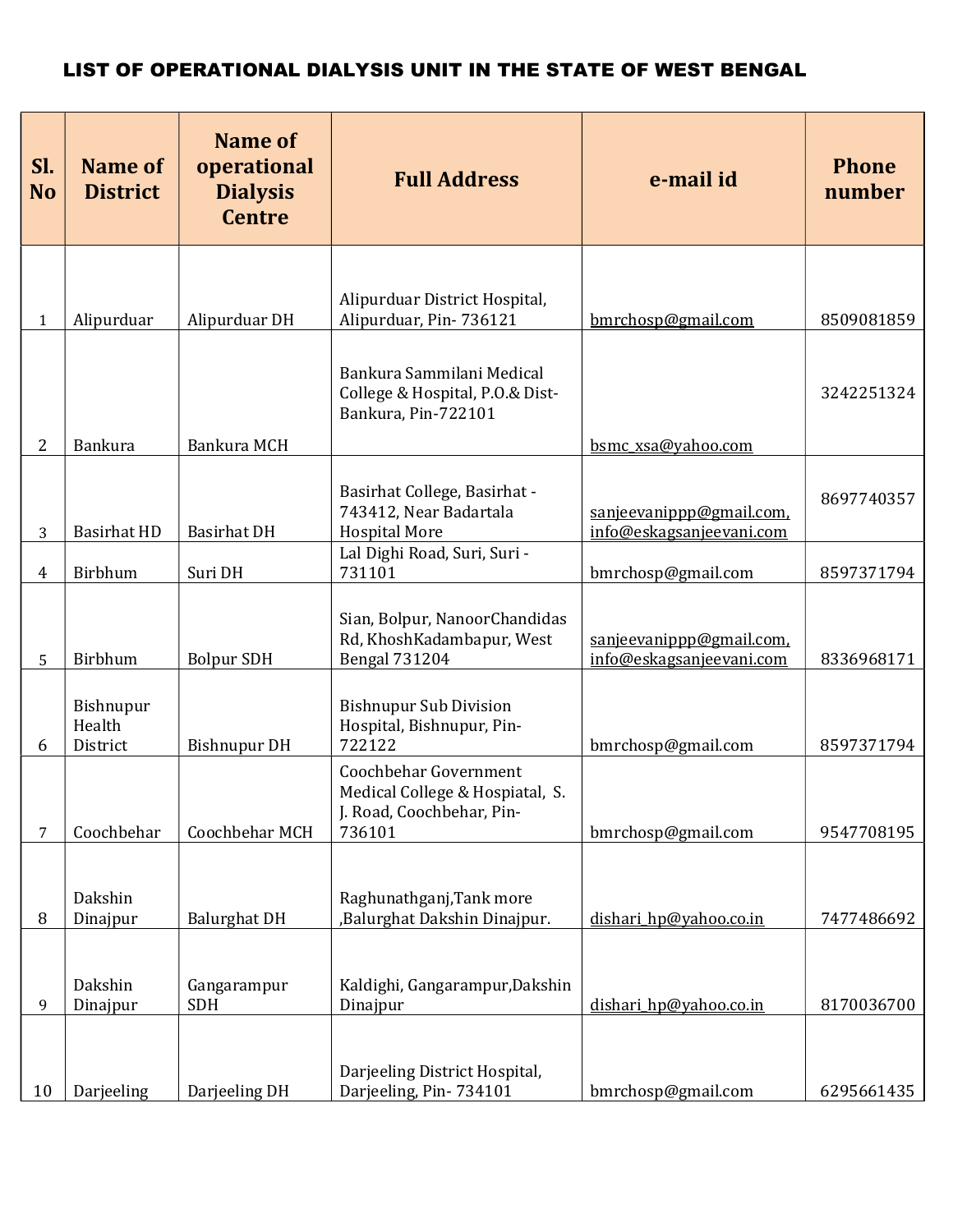# LIST OF OPERATIONAL DIALYSIS UNIT IN THE STATE OF WEST BENGAL

| Sl. No | Name of District | Name of operational Dialysis Centre | Full Address | e-mail id | Phone number |
|---|---|---|---|---|---|
| 1 | Alipurduar | Alipurduar DH | Alipurduar District Hospital, Alipurduar, Pin- 736121 | bmrchosp@gmail.com | 8509081859 |
| 2 | Bankura | Bankura MCH | Bankura Sammilani Medical College & Hospital, P.O.& Dist- Bankura, Pin-722101 | bsmc_xsa@yahoo.com | 3242251324 |
| 3 | Basirhat HD | Basirhat DH | Basirhat College, Basirhat - 743412, Near Badartala Hospital More | sanjeevanippp@gmail.com, info@eskagsanjeevani.com | 8697740357 |
| 4 | Birbhum | Suri DH | Lal Dighi Road, Suri, Suri - 731101 | bmrchosp@gmail.com | 8597371794 |
| 5 | Birbhum | Bolpur SDH | Sian, Bolpur, NanoorChandidas Rd, KhoshKadambapur, West Bengal 731204 | sanjeevanippp@gmail.com, info@eskagsanjeevani.com | 8336968171 |
| 6 | Bishnupur Health District | Bishnupur DH | Bishnupur Sub Division Hospital, Bishnupur, Pin- 722122 | bmrchosp@gmail.com | 8597371794 |
| 7 | Coochbehar | Coochbehar MCH | Coochbehar Government Medical College & Hospiatal, S. J. Road, Coochbehar, Pin- 736101 | bmrchosp@gmail.com | 9547708195 |
| 8 | Dakshin Dinajpur | Balurghat DH | Raghunathganj,Tank more ,Balurghat Dakshin Dinajpur. | dishari_hp@yahoo.co.in | 7477486692 |
| 9 | Dakshin Dinajpur | Gangarampur SDH | Kaldighi, Gangarampur,Dakshin Dinajpur | dishari_hp@yahoo.co.in | 8170036700 |
| 10 | Darjeeling | Darjeeling DH | Darjeeling District Hospital, Darjeeling, Pin- 734101 | bmrchosp@gmail.com | 6295661435 |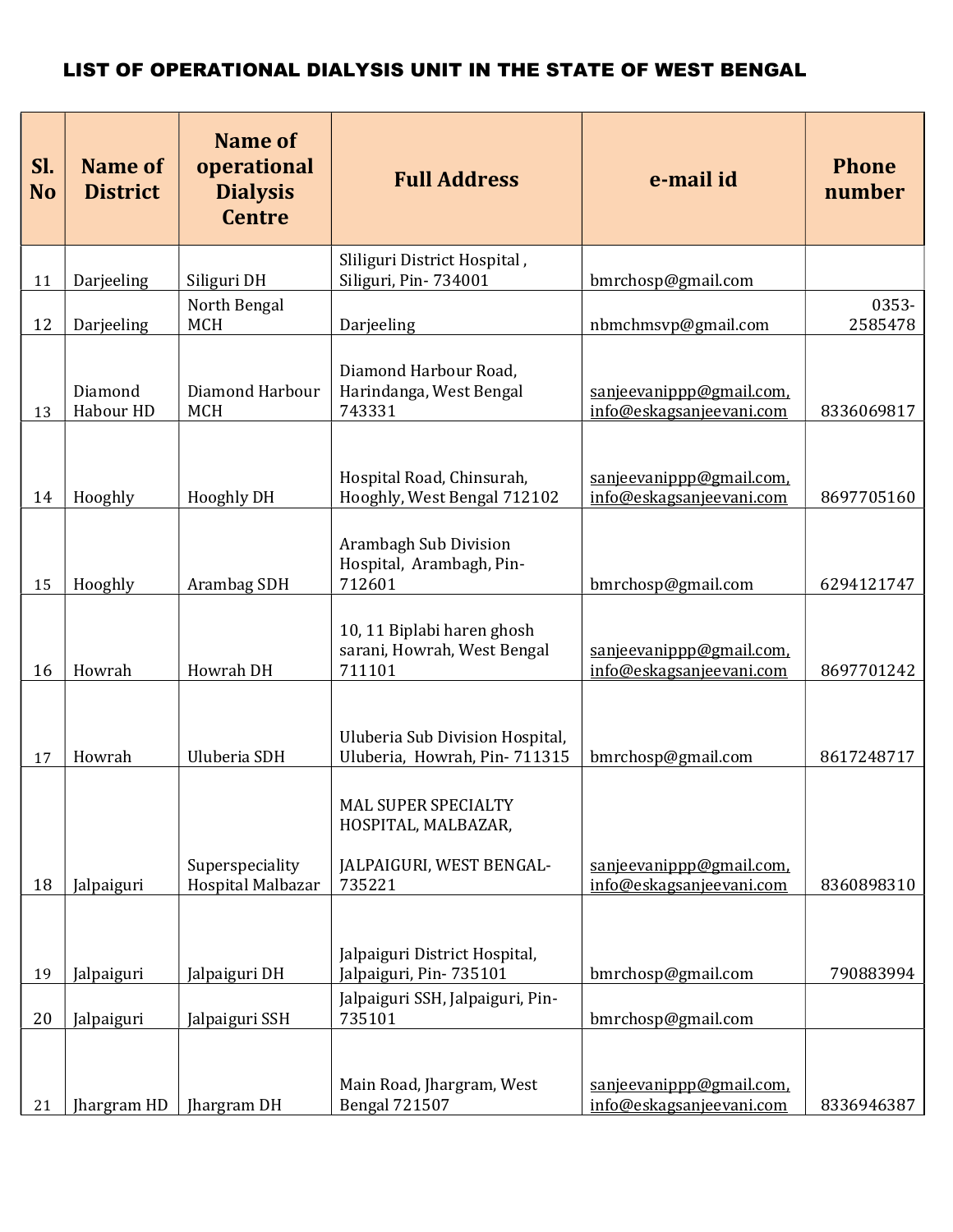# LIST OF OPERATIONAL DIALYSIS UNIT IN THE STATE OF WEST BENGAL

| Sl. No | Name of District | Name of operational Dialysis Centre | Full Address | e-mail id | Phone number |
|---|---|---|---|---|---|
| 11 | Darjeeling | Siliguri DH | Sliliguri District Hospital , Siliguri, Pin- 734001 | bmrchosp@gmail.com | |
| 12 | Darjeeling | North Bengal MCH | Darjeeling | nbmchmsvp@gmail.com | 0353-2585478 |
| 13 | Diamond Habour HD | Diamond Harbour MCH | Diamond Harbour Road, Harindanga, West Bengal 743331 | sanjeevanippp@gmail.com, info@eskagsanjeevani.com | 8336069817 |
| 14 | Hooghly | Hooghly DH | Hospital Road, Chinsurah, Hooghly, West Bengal 712102 | sanjeevanippp@gmail.com, info@eskagsanjeevani.com | 8697705160 |
| 15 | Hooghly | Arambag SDH | Arambagh Sub Division Hospital, Arambagh, Pin- 712601 | bmrchosp@gmail.com | 6294121747 |
| 16 | Howrah | Howrah DH | 10, 11 Biplabi haren ghosh sarani, Howrah, West Bengal 711101 | sanjeevanippp@gmail.com, info@eskagsanjeevani.com | 8697701242 |
| 17 | Howrah | Uluberia SDH | Uluberia Sub Division Hospital, Uluberia, Howrah, Pin- 711315 | bmrchosp@gmail.com | 8617248717 |
| 18 | Jalpaiguri | Superspeciality Hospital Malbazar | MAL SUPER SPECIALTY HOSPITAL, MALBAZAR, JALPAIGURI, WEST BENGAL- 735221 | sanjeevanippp@gmail.com, info@eskagsanjeevani.com | 8360898310 |
| 19 | Jalpaiguri | Jalpaiguri DH | Jalpaiguri District Hospital, Jalpaiguri, Pin- 735101 | bmrchosp@gmail.com | 790883994 |
| 20 | Jalpaiguri | Jalpaiguri SSH | Jalpaiguri SSH, Jalpaiguri, Pin- 735101 | bmrchosp@gmail.com | |
| 21 | Jhargram HD | Jhargram DH | Main Road, Jhargram, West Bengal 721507 | sanjeevanippp@gmail.com, info@eskagsanjeevani.com | 8336946387 |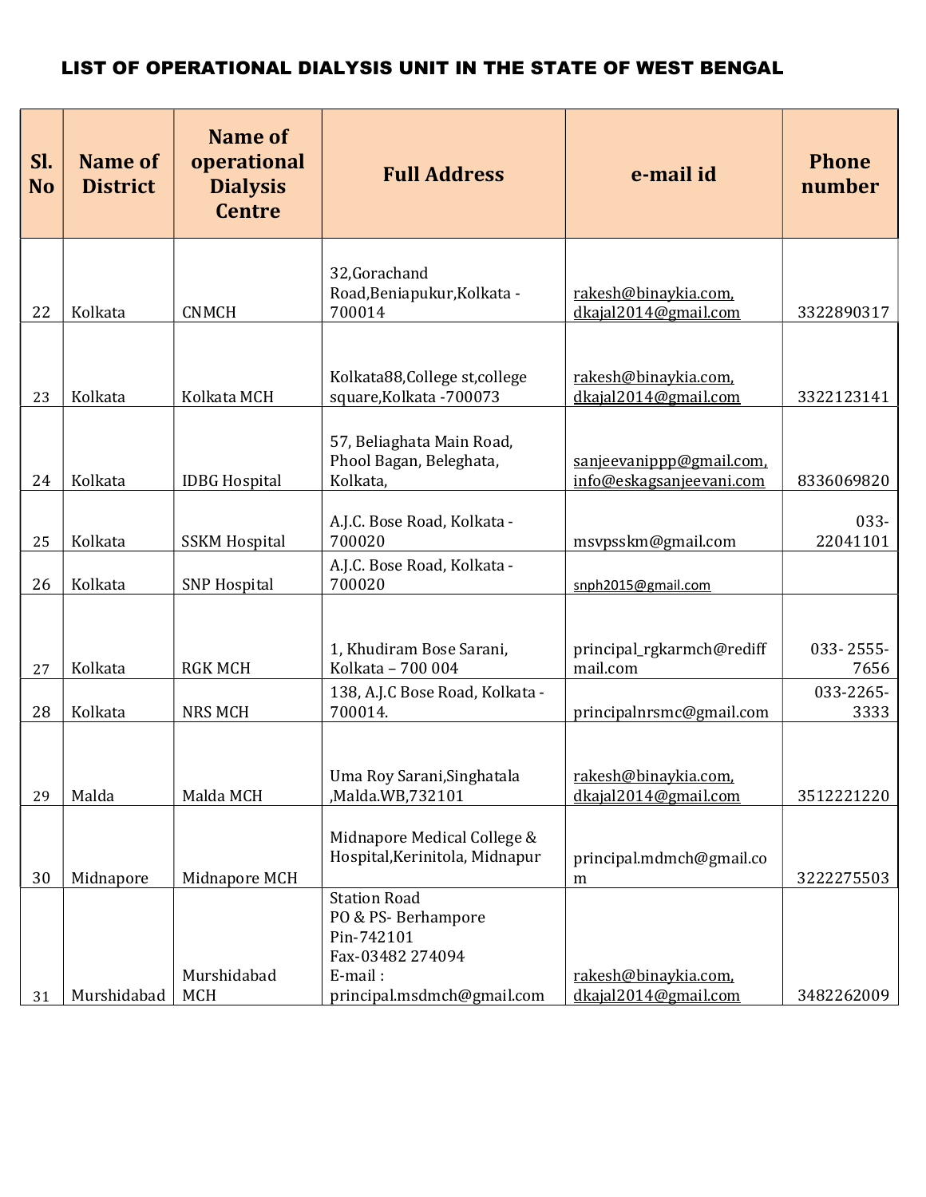## LIST OF OPERATIONAL DIALYSIS UNIT IN THE STATE OF WEST BENGAL

| Sl. No | Name of District | Name of operational Dialysis Centre | Full Address | e-mail id | Phone number |
|---|---|---|---|---|---|
| 22 | Kolkata | CNMCH | 32,Gorachand Road,Beniapukur,Kolkata - 700014 | rakesh@binaykia.com, dkajal2014@gmail.com | 3322890317 |
| 23 | Kolkata | Kolkata MCH | Kolkata88,College st,college square,Kolkata -700073 | rakesh@binaykia.com, dkajal2014@gmail.com | 3322123141 |
| 24 | Kolkata | IDBG Hospital | 57, Beliaghata Main Road, Phool Bagan, Beleghata, Kolkata, | sanjeevanippp@gmail.com, info@eskagsanjeevani.com | 8336069820 |
| 25 | Kolkata | SSKM Hospital | A.J.C. Bose Road, Kolkata - 700020 | msvpsskm@gmail.com | 033-22041101 |
| 26 | Kolkata | SNP Hospital | A.J.C. Bose Road, Kolkata - 700020 | snph2015@gmail.com | |
| 27 | Kolkata | RGK MCH | 1, Khudiram Bose Sarani, Kolkata – 700 004 | principal_rgkarmch@rediffmail.com | 033- 2555-7656 |
| 28 | Kolkata | NRS MCH | 138, A.J.C Bose Road, Kolkata - 700014. | principalnrsmc@gmail.com | 033-2265-3333 |
| 29 | Malda | Malda MCH | Uma Roy Sarani,Singhatala ,Malda.WB,732101 | rakesh@binaykia.com, dkajal2014@gmail.com | 3512221220 |
| 30 | Midnapore | Midnapore MCH | Midnapore Medical College & Hospital,Kerinitola, Midnapur | principal.mdmch@gmail.com | 3222275503 |
| 31 | Murshidabad | Murshidabad MCH | Station Road PO & PS- Berhampore Pin-742101 Fax-03482 274094 E-mail : principal.msdmch@gmail.com | rakesh@binaykia.com, dkajal2014@gmail.com | 3482262009 |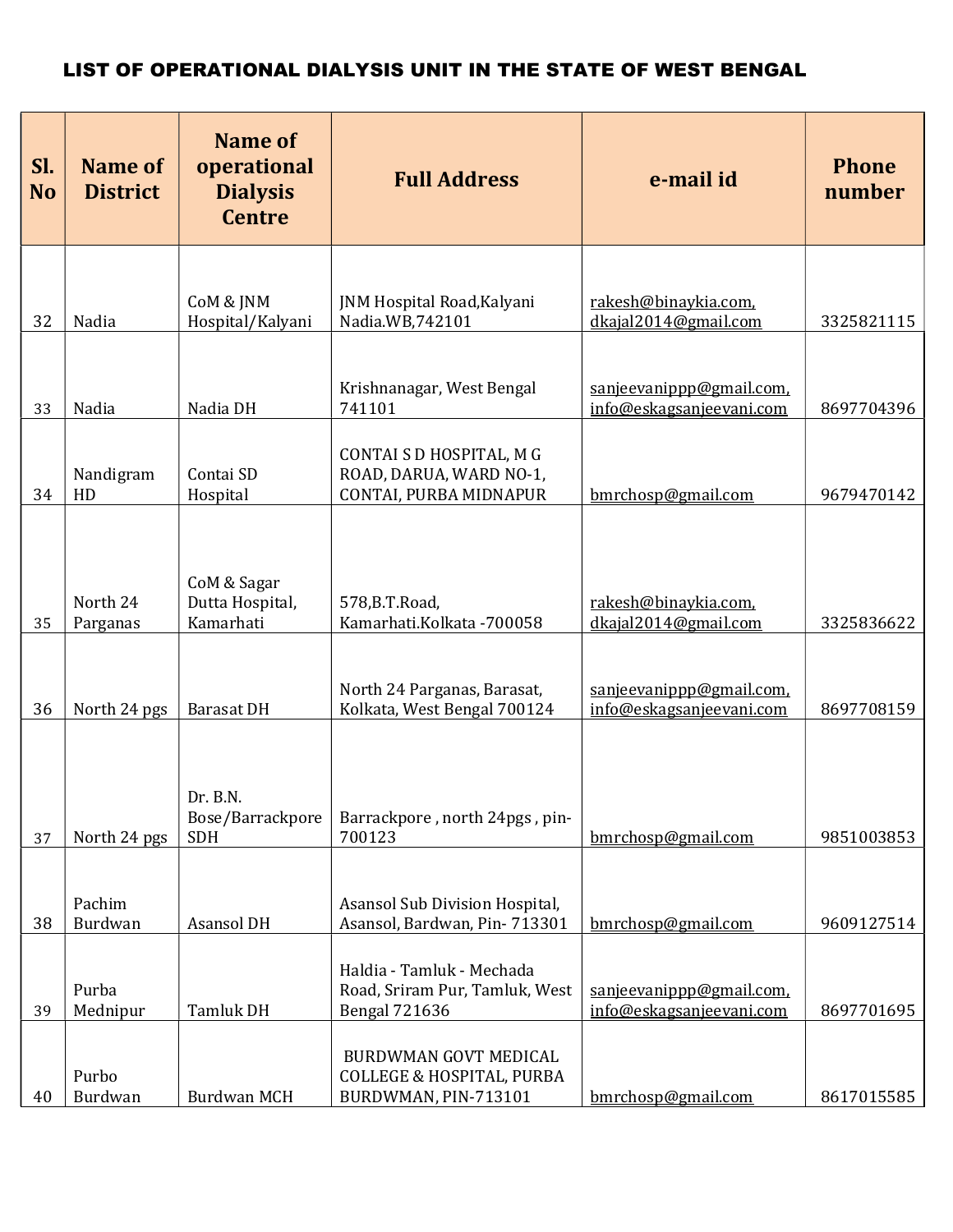## LIST OF OPERATIONAL DIALYSIS UNIT IN THE STATE OF WEST BENGAL

| Sl. No | Name of District | Name of operational Dialysis Centre | Full Address | e-mail id | Phone number |
|---|---|---|---|---|---|
| 32 | Nadia | CoM & JNM Hospital/Kalyani | JNM Hospital Road,Kalyani Nadia.WB,742101 | rakesh@binaykia.com, dkajal2014@gmail.com | 3325821115 |
| 33 | Nadia | Nadia DH | Krishnanagar, West Bengal 741101 | sanjeevanippp@gmail.com, info@eskagsanjeevani.com | 8697704396 |
| 34 | Nandigram HD | Contai SD Hospital | CONTAI S D HOSPITAL, M G ROAD, DARUA, WARD NO-1, CONTAI, PURBA MIDNAPUR | bmrchosp@gmail.com | 9679470142 |
| 35 | North 24 Parganas | CoM & Sagar Dutta Hospital, Kamarhati | 578,B.T.Road, Kamarhati.Kolkata -700058 | rakesh@binaykia.com, dkajal2014@gmail.com | 3325836622 |
| 36 | North 24 pgs | Barasat DH | North 24 Parganas, Barasat, Kolkata, West Bengal 700124 | sanjeevanippp@gmail.com, info@eskagsanjeevani.com | 8697708159 |
| 37 | North 24 pgs | Dr. B.N. Bose/Barrackpore SDH | Barrackpore , north 24pgs , pin-700123 | bmrchosp@gmail.com | 9851003853 |
| 38 | Pachim Burdwan | Asansol DH | Asansol Sub Division Hospital, Asansol, Bardwan, Pin- 713301 | bmrchosp@gmail.com | 9609127514 |
| 39 | Purba Mednipur | Tamluk DH | Haldia - Tamluk - Mechada Road, Sriram Pur, Tamluk, West Bengal 721636 | sanjeevanippp@gmail.com, info@eskagsanjeevani.com | 8697701695 |
| 40 | Purbo Burdwan | Burdwan MCH | BURDWMAN GOVT MEDICAL COLLEGE & HOSPITAL, PURBA BURDWMAN, PIN-713101 | bmrchosp@gmail.com | 8617015585 |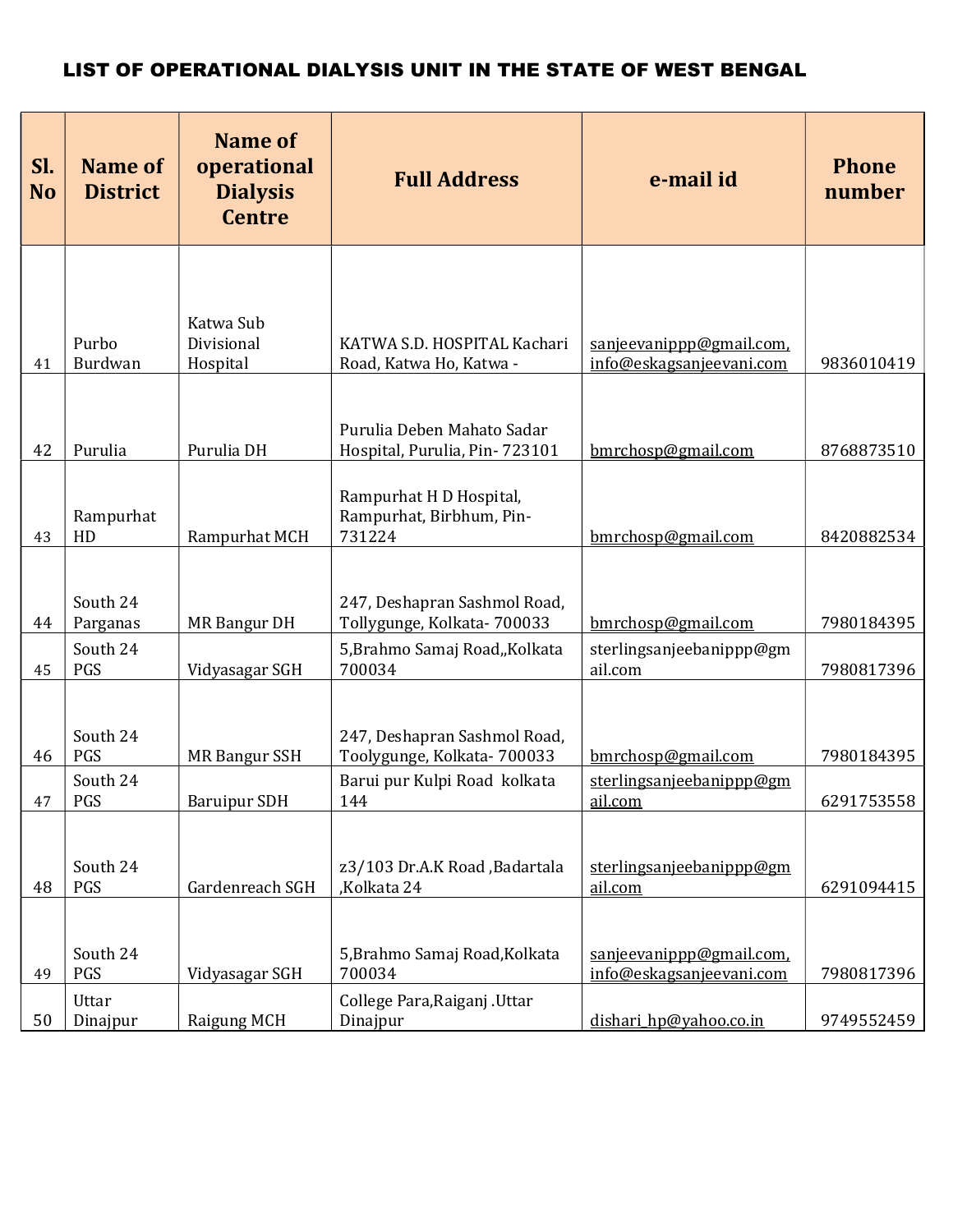### LIST OF OPERATIONAL DIALYSIS UNIT IN THE STATE OF WEST BENGAL

| Sl. No | Name of District | Name of operational Dialysis Centre | Full Address | e-mail id | Phone number |
|---|---|---|---|---|---|
| 41 | Purbo Burdwan | Katwa Sub Divisional Hospital | KATWA S.D. HOSPITAL Kachari Road, Katwa Ho, Katwa - | sanjeevanippp@gmail.com, info@eskagsanjeevani.com | 9836010419 |
| 42 | Purulia | Purulia DH | Purulia Deben Mahato Sadar Hospital, Purulia, Pin- 723101 | bmrchosp@gmail.com | 8768873510 |
| 43 | Rampurhat HD | Rampurhat MCH | Rampurhat H D Hospital, Rampurhat, Birbhum, Pin-731224 | bmrchosp@gmail.com | 8420882534 |
| 44 | South 24 Parganas | MR Bangur DH | 247, Deshapran Sashmol Road, Tollygunge, Kolkata- 700033 | bmrchosp@gmail.com | 7980184395 |
| 45 | South 24 PGS | Vidyasagar SGH | 5,Brahmo Samaj Road,,Kolkata 700034 | sterlingsanjeebanippp@gmail.com | 7980817396 |
| 46 | South 24 PGS | MR Bangur SSH | 247, Deshapran Sashmol Road, Toolygunge, Kolkata- 700033 | bmrchosp@gmail.com | 7980184395 |
| 47 | South 24 PGS | Baruipur SDH | Barui pur Kulpi Road kolkata 144 | sterlingsanjeebanippp@gmail.com | 6291753558 |
| 48 | South 24 PGS | Gardenreach SGH | z3/103 Dr.A.K Road ,Badartala ,Kolkata 24 | sterlingsanjeebanippp@gmail.com | 6291094415 |
| 49 | South 24 PGS | Vidyasagar SGH | 5,Brahmo Samaj Road,Kolkata 700034 | sanjeevanippp@gmail.com, info@eskagsanjeevani.com | 7980817396 |
| 50 | Uttar Dinajpur | Raigung MCH | College Para,Raiganj .Uttar Dinajpur | dishari_hp@yahoo.co.in | 9749552459 |